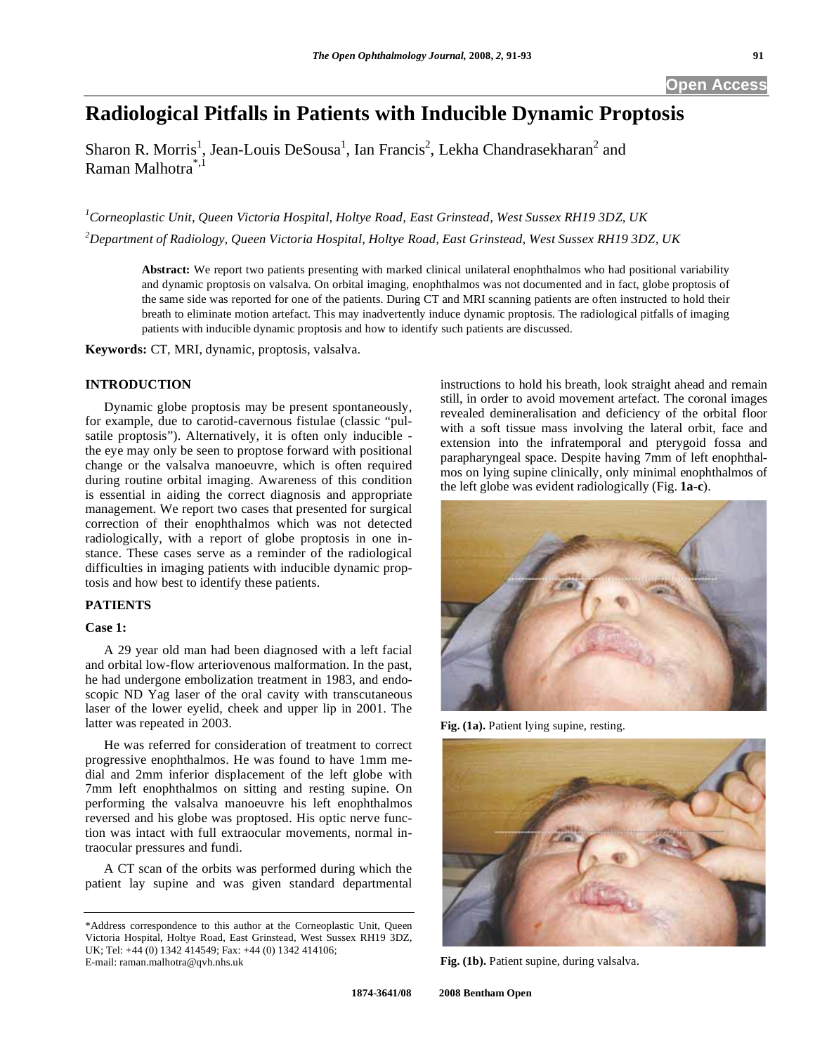# Radiological Pitfalls in Patients with Inducible Dynamic Proptosis

Sharon R. Morris[1], Jean-Louis DeSousa[1], Ian Francis[2], Lekha Chandrasekharan[2] and Raman Malhotra[*,1]

[1]*Corneoplastic Unit, Queen Victoria Hospital, Holtye Road, East Grinstead, West Sussex RH19 3DZ, UK*

[2]*Department of Radiology, Queen Victoria Hospital, Holtye Road, East Grinstead, West Sussex RH19 3DZ, UK*

**Abstract:** We report two patients presenting with marked clinical unilateral enophthalmos who had positional variability and dynamic proptosis on valsalva. On orbital imaging, enophthalmos was not documented and in fact, globe proptosis of the same side was reported for one of the patients. During CT and MRI scanning patients are often instructed to hold their breath to eliminate motion artefact. This may inadvertently induce dynamic proptosis. The radiological pitfalls of imaging patients with inducible dynamic proptosis and how to identify such patients are discussed.

**Keywords:** CT, MRI, dynamic, proptosis, valsalva.

## INTRODUCTION

Dynamic globe proptosis may be present spontaneously, for example, due to carotid-cavernous fistulae (classic "pulsatile proptosis"). Alternatively, it is often only inducible - the eye may only be seen to proptose forward with positional change or the valsalva manoeuvre, which is often required during routine orbital imaging. Awareness of this condition is essential in aiding the correct diagnosis and appropriate management. We report two cases that presented for surgical correction of their enophthalmos which was not detected radiologically, with a report of globe proptosis in one instance. These cases serve as a reminder of the radiological difficulties in imaging patients with inducible dynamic proptosis and how best to identify these patients.

## PATIENTS

### Case 1:

A 29 year old man had been diagnosed with a left facial and orbital low-flow arteriovenous malformation. In the past, he had undergone embolization treatment in 1983, and endoscopic ND Yag laser of the oral cavity with transcutaneous laser of the lower eyelid, cheek and upper lip in 2001. The latter was repeated in 2003.

He was referred for consideration of treatment to correct progressive enophthalmos. He was found to have 1mm medial and 2mm inferior displacement of the left globe with 7mm left enophthalmos on sitting and resting supine. On performing the valsalva manoeuvre his left enophthalmos reversed and his globe was proptosed. His optic nerve function was intact with full extraocular movements, normal intraocular pressures and fundi.

A CT scan of the orbits was performed during which the patient lay supine and was given standard departmental instructions to hold his breath, look straight ahead and remain still, in order to avoid movement artefact. The coronal images revealed demineralisation and deficiency of the orbital floor with a soft tissue mass involving the lateral orbit, face and extension into the infratemporal and pterygoid fossa and parapharyngeal space. Despite having 7mm of left enophthalmos on lying supine clinically, only minimal enophthalmos of the left globe was evident radiologically (Fig. **1a**-**c**).

**Fig. (1a).** Patient lying supine, resting.

**Fig. (1b).** Patient supine, during valsalva.

*Address correspondence to this author at the Corneoplastic Unit, Queen Victoria Hospital, Holtye Road, East Grinstead, West Sussex RH19 3DZ, UK; Tel: +44 (0) 1342 414549; Fax: +44 (0) 1342 414106; E-mail: raman.malhotra@qvh.nhs.uk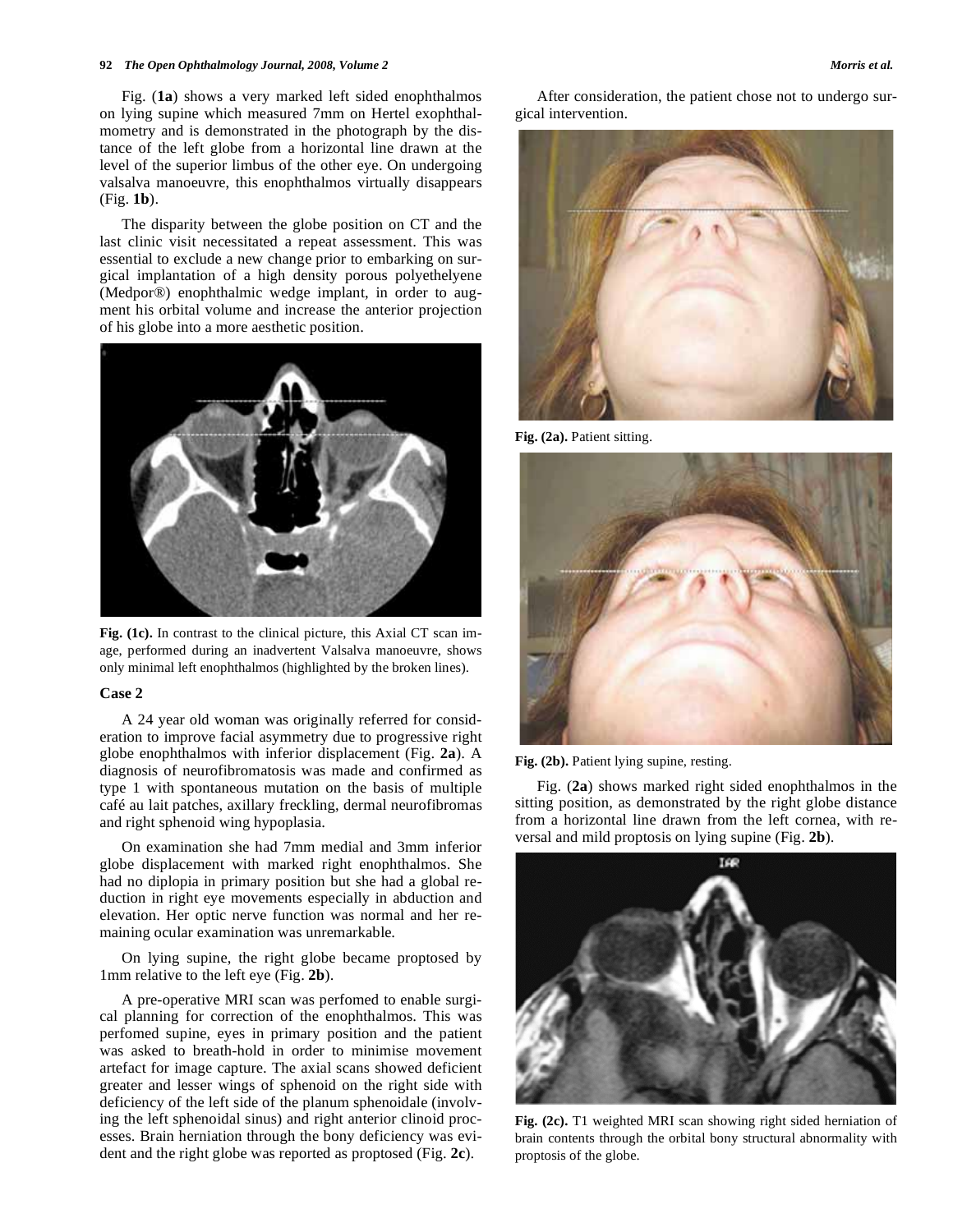Fig. (**1a**) shows a very marked left sided enophthalmos on lying supine which measured 7mm on Hertel exophthalmometry and is demonstrated in the photograph by the distance of the left globe from a horizontal line drawn at the level of the superior limbus of the other eye. On undergoing valsalva manoeuvre, this enophthalmos virtually disappears (Fig. **1b**).

The disparity between the globe position on CT and the last clinic visit necessitated a repeat assessment. This was essential to exclude a new change prior to embarking on surgical implantation of a high density porous polyethelyene (Medpor®) enophthalmic wedge implant, in order to augment his orbital volume and increase the anterior projection of his globe into a more aesthetic position.

**Fig. (1c).** In contrast to the clinical picture, this Axial CT scan image, performed during an inadvertent Valsalva manoeuvre, shows only minimal left enophthalmos (highlighted by the broken lines).

**Case 2**

A 24 year old woman was originally referred for consideration to improve facial asymmetry due to progressive right globe enophthalmos with inferior displacement (Fig. **2a**). A diagnosis of neurofibromatosis was made and confirmed as type 1 with spontaneous mutation on the basis of multiple café au lait patches, axillary freckling, dermal neurofibromas and right sphenoid wing hypoplasia.

On examination she had 7mm medial and 3mm inferior globe displacement with marked right enophthalmos. She had no diplopia in primary position but she had a global reduction in right eye movements especially in abduction and elevation. Her optic nerve function was normal and her remaining ocular examination was unremarkable.

On lying supine, the right globe became proptosed by 1mm relative to the left eye (Fig. **2b**).

A pre-operative MRI scan was perfomed to enable surgical planning for correction of the enophthalmos. This was perfomed supine, eyes in primary position and the patient was asked to breath-hold in order to minimise movement artefact for image capture. The axial scans showed deficient greater and lesser wings of sphenoid on the right side with deficiency of the left side of the planum sphenoidale (involving the left sphenoidal sinus) and right anterior clinoid processes. Brain herniation through the bony deficiency was evident and the right globe was reported as proptosed (Fig. **2c**).

After consideration, the patient chose not to undergo surgical intervention.

**Fig. (2a).** Patient sitting.

**Fig. (2b).** Patient lying supine, resting.

Fig. (**2a**) shows marked right sided enophthalmos in the sitting position, as demonstrated by the right globe distance from a horizontal line drawn from the left cornea, with reversal and mild proptosis on lying supine (Fig. **2b**).

**Fig. (2c).** T1 weighted MRI scan showing right sided herniation of brain contents through the orbital bony structural abnormality with proptosis of the globe.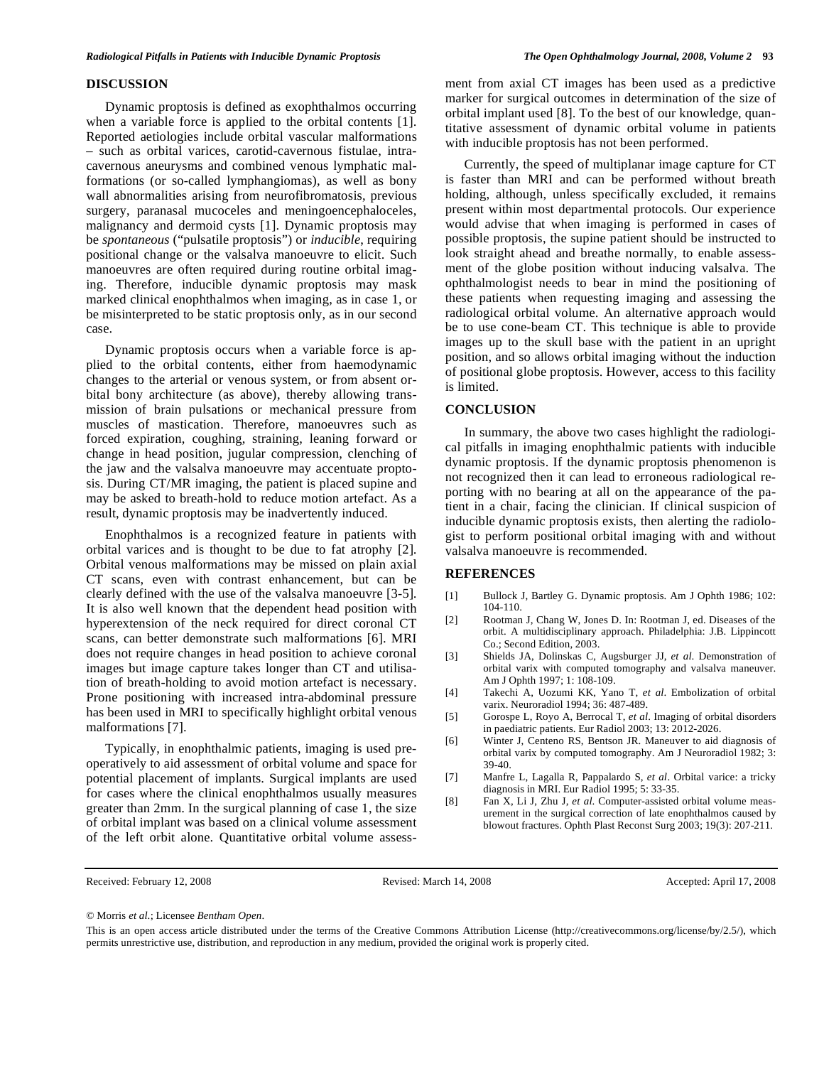## DISCUSSION

Dynamic proptosis is defined as exophthalmos occurring when a variable force is applied to the orbital contents [1]. Reported aetiologies include orbital vascular malformations – such as orbital varices, carotid-cavernous fistulae, intracavernous aneurysms and combined venous lymphatic malformations (or so-called lymphangiomas), as well as bony wall abnormalities arising from neurofibromatosis, previous surgery, paranasal mucoceles and meningoencephaloceles, malignancy and dermoid cysts [1]. Dynamic proptosis may be *spontaneous* ("pulsatile proptosis") or *inducible*, requiring positional change or the valsalva manoeuvre to elicit. Such manoeuvres are often required during routine orbital imaging. Therefore, inducible dynamic proptosis may mask marked clinical enophthalmos when imaging, as in case 1, or be misinterpreted to be static proptosis only, as in our second case.

Dynamic proptosis occurs when a variable force is applied to the orbital contents, either from haemodynamic changes to the arterial or venous system, or from absent orbital bony architecture (as above), thereby allowing transmission of brain pulsations or mechanical pressure from muscles of mastication. Therefore, manoeuvres such as forced expiration, coughing, straining, leaning forward or change in head position, jugular compression, clenching of the jaw and the valsalva manoeuvre may accentuate proptosis. During CT/MR imaging, the patient is placed supine and may be asked to breath-hold to reduce motion artefact. As a result, dynamic proptosis may be inadvertently induced.

Enophthalmos is a recognized feature in patients with orbital varices and is thought to be due to fat atrophy [2]. Orbital venous malformations may be missed on plain axial CT scans, even with contrast enhancement, but can be clearly defined with the use of the valsalva manoeuvre [3-5]. It is also well known that the dependent head position with hyperextension of the neck required for direct coronal CT scans, can better demonstrate such malformations [6]. MRI does not require changes in head position to achieve coronal images but image capture takes longer than CT and utilisation of breath-holding to avoid motion artefact is necessary. Prone positioning with increased intra-abdominal pressure has been used in MRI to specifically highlight orbital venous malformations [7].

Typically, in enophthalmic patients, imaging is used preoperatively to aid assessment of orbital volume and space for potential placement of implants. Surgical implants are used for cases where the clinical enophthalmos usually measures greater than 2mm. In the surgical planning of case 1, the size of orbital implant was based on a clinical volume assessment of the left orbit alone. Quantitative orbital volume assessment from axial CT images has been used as a predictive marker for surgical outcomes in determination of the size of orbital implant used [8]. To the best of our knowledge, quantitative assessment of dynamic orbital volume in patients with inducible proptosis has not been performed.

Currently, the speed of multiplanar image capture for CT is faster than MRI and can be performed without breath holding, although, unless specifically excluded, it remains present within most departmental protocols. Our experience would advise that when imaging is performed in cases of possible proptosis, the supine patient should be instructed to look straight ahead and breathe normally, to enable assessment of the globe position without inducing valsalva. The ophthalmologist needs to bear in mind the positioning of these patients when requesting imaging and assessing the radiological orbital volume. An alternative approach would be to use cone-beam CT. This technique is able to provide images up to the skull base with the patient in an upright position, and so allows orbital imaging without the induction of positional globe proptosis. However, access to this facility is limited.

## CONCLUSION

In summary, the above two cases highlight the radiological pitfalls in imaging enophthalmic patients with inducible dynamic proptosis. If the dynamic proptosis phenomenon is not recognized then it can lead to erroneous radiological reporting with no bearing at all on the appearance of the patient in a chair, facing the clinician. If clinical suspicion of inducible dynamic proptosis exists, then alerting the radiologist to perform positional orbital imaging with and without valsalva manoeuvre is recommended.

## REFERENCES

[1] Bullock J, Bartley G. Dynamic proptosis. Am J Ophth 1986; 102: 104-110.

[2] Rootman J, Chang W, Jones D. In: Rootman J, ed. Diseases of the orbit. A multidisciplinary approach. Philadelphia: J.B. Lippincott Co.; Second Edition, 2003.

[3] Shields JA, Dolinskas C, Augsburger JJ, *et al*. Demonstration of orbital varix with computed tomography and valsalva maneuver. Am J Ophth 1997; 1: 108-109.

[4] Takechi A, Uozumi KK, Yano T, *et al*. Embolization of orbital varix. Neuroradiol 1994; 36: 487-489.

[5] Gorospe L, Royo A, Berrocal T, *et al*. Imaging of orbital disorders in paediatric patients. Eur Radiol 2003; 13: 2012-2026.

[6] Winter J, Centeno RS, Bentson JR. Maneuver to aid diagnosis of orbital varix by computed tomography. Am J Neuroradiol 1982; 3: 39-40.

[7] Manfre L, Lagalla R, Pappalardo S, *et al*. Orbital varice: a tricky diagnosis in MRI. Eur Radiol 1995; 5: 33-35.

[8] Fan X, Li J, Zhu J, *et al*. Computer-assisted orbital volume measurement in the surgical correction of late enophthalmos caused by blowout fractures. Ophth Plast Reconst Surg 2003; 19(3): 207-211.

Received: February 12, 2008 Revised: March 14, 2008 Accepted: April 17, 2008

© Morris *et al*.; Licensee *Bentham Open*.

This is an open access article distributed under the terms of the Creative Commons Attribution License (http://creativecommons.org/license/by/2.5/), which permits unrestrictive use, distribution, and reproduction in any medium, provided the original work is properly cited.